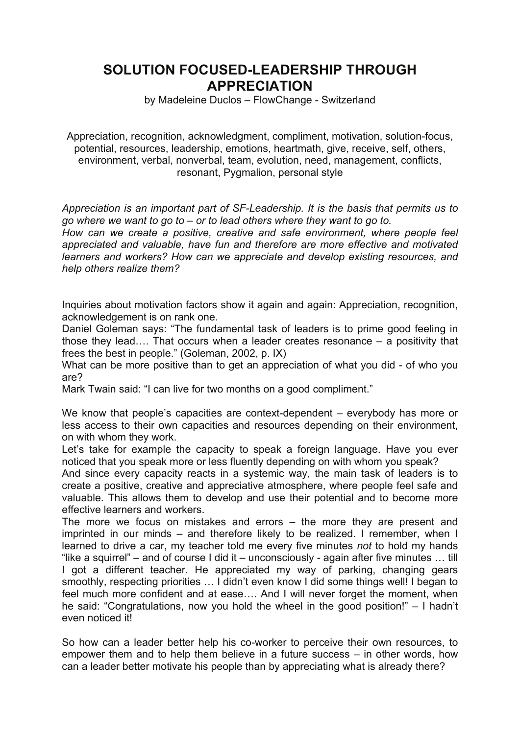# SOLUTION FOCUSED-LEADERSHIP THROUGH APPRECIATION

by Madeleine Duclos – FlowChange - Switzerland

Appreciation, recognition, acknowledgment, compliment, motivation, solution-focus, potential, resources, leadership, emotions, heartmath, give, receive, self, others, environment, verbal, nonverbal, team, evolution, need, management, conflicts, resonant, Pygmalion, personal style

*Appreciation is an important part of SF-Leadership. It is the basis that permits us to go where we want to go to – or to lead others where they want to go to.*
*How can we create a positive, creative and safe environment, where people feel appreciated and valuable, have fun and therefore are more effective and motivated learners and workers? How can we appreciate and develop existing resources, and help others realize them?*

Inquiries about motivation factors show it again and again: Appreciation, recognition, acknowledgement is on rank one.
Daniel Goleman says: "The fundamental task of leaders is to prime good feeling in those they lead…. That occurs when a leader creates resonance – a positivity that frees the best in people." (Goleman, 2002, p. IX)
What can be more positive than to get an appreciation of what you did - of who you are?
Mark Twain said: "I can live for two months on a good compliment."

We know that people's capacities are context-dependent – everybody has more or less access to their own capacities and resources depending on their environment, on with whom they work.
Let's take for example the capacity to speak a foreign language. Have you ever noticed that you speak more or less fluently depending on with whom you speak?
And since every capacity reacts in a systemic way, the main task of leaders is to create a positive, creative and appreciative atmosphere, where people feel safe and valuable. This allows them to develop and use their potential and to become more effective learners and workers.
The more we focus on mistakes and errors – the more they are present and imprinted in our minds – and therefore likely to be realized. I remember, when I learned to drive a car, my teacher told me every five minutes ***not*** to hold my hands "like a squirrel" – and of course I did it – unconsciously - again after five minutes … till I got a different teacher. He appreciated my way of parking, changing gears smoothly, respecting priorities … I didn't even know I did some things well! I began to feel much more confident and at ease…. And I will never forget the moment, when he said: "Congratulations, now you hold the wheel in the good position!" – I hadn't even noticed it!

So how can a leader better help his co-worker to perceive their own resources, to empower them and to help them believe in a future success – in other words, how can a leader better motivate his people than by appreciating what is already there?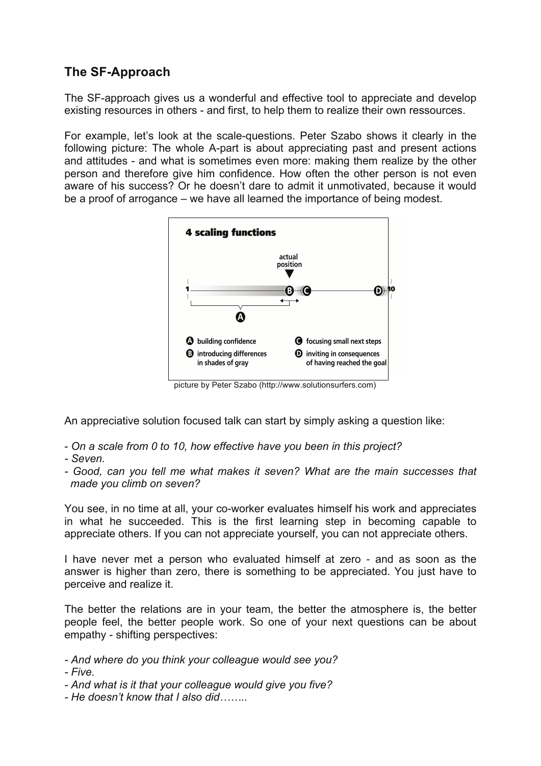## The SF-Approach

The SF-approach gives us a wonderful and effective tool to appreciate and develop existing resources in others - and first, to help them to realize their own ressources.

For example, let's look at the scale-questions. Peter Szabo shows it clearly in the following picture: The whole A-part is about appreciating past and present actions and attitudes - and what is sometimes even more: making them realize by the other person and therefore give him confidence. How often the other person is not even aware of his success? Or he doesn't dare to admit it unmotivated, because it would be a proof of arrogance – we have all learned the importance of being modest.

**4 scaling functions**

actual position

1 ——— B C ——— D 10

A building confidence

B introducing differences in shades of gray

C focusing small next steps

D inviting in consequences of having reached the goal

picture by Peter Szabo (http://www.solutionsurfers.com)

An appreciative solution focused talk can start by simply asking a question like:

- *On a scale from 0 to 10, how effective have you been in this project?*
- *Seven.*
- *Good, can you tell me what makes it seven? What are the main successes that made you climb on seven?*

You see, in no time at all, your co-worker evaluates himself his work and appreciates in what he succeeded. This is the first learning step in becoming capable to appreciate others. If you can not appreciate yourself, you can not appreciate others.

I have never met a person who evaluated himself at zero - and as soon as the answer is higher than zero, there is something to be appreciated. You just have to perceive and realize it.

The better the relations are in your team, the better the atmosphere is, the better people feel, the better people work. So one of your next questions can be about empathy - shifting perspectives:

- *And where do you think your colleague would see you?*
- *Five.*
- *And what is it that your colleague would give you five?*
- *He doesn't know that I also did……..*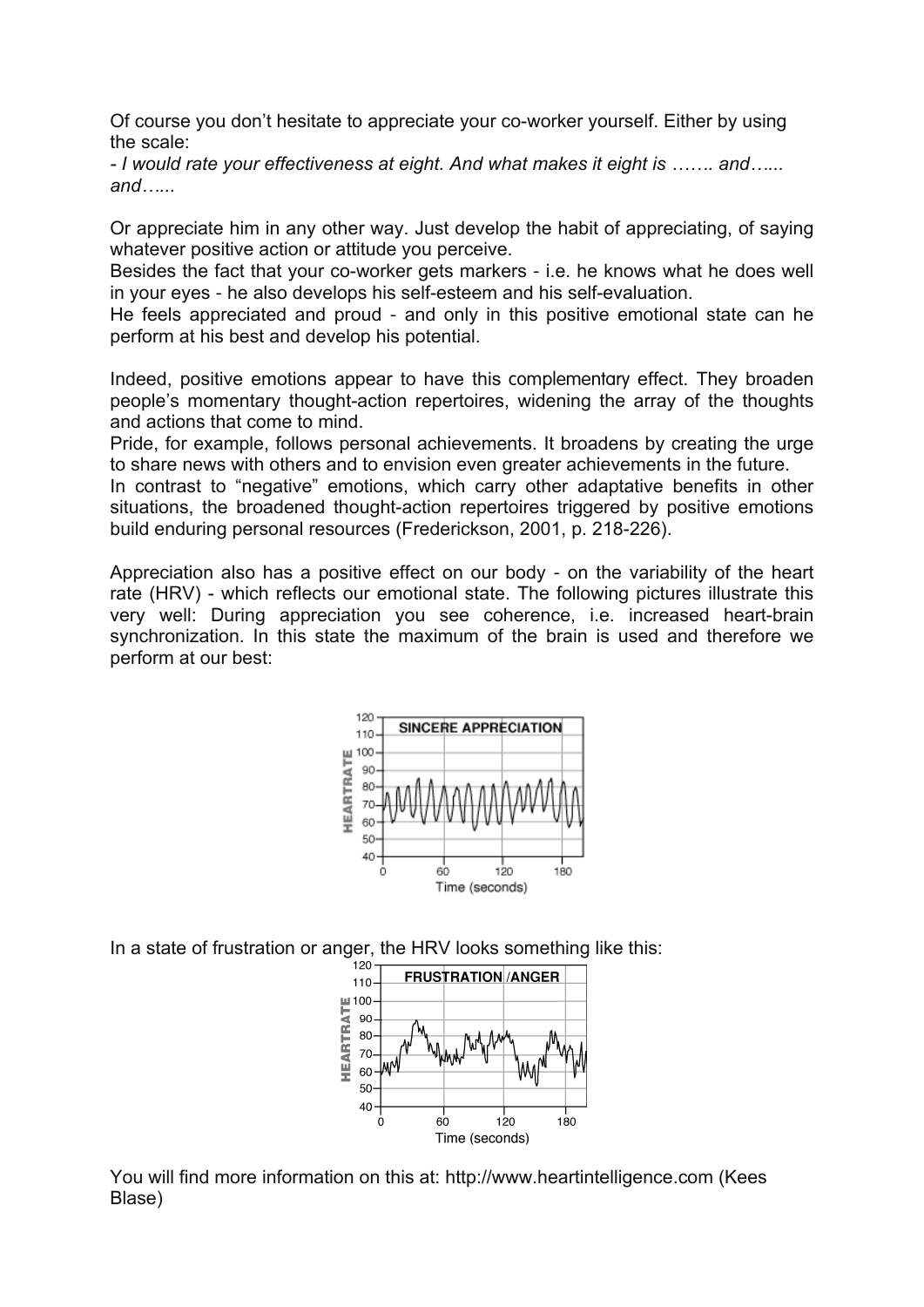Of course you don't hesitate to appreciate your co-worker yourself. Either by using the scale:

*- I would rate your effectiveness at eight. And what makes it eight is ……. and…... and…...*

Or appreciate him in any other way. Just develop the habit of appreciating, of saying whatever positive action or attitude you perceive.

Besides the fact that your co-worker gets markers - i.e. he knows what he does well in your eyes - he also develops his self-esteem and his self-evaluation.

He feels appreciated and proud - and only in this positive emotional state can he perform at his best and develop his potential.

Indeed, positive emotions appear to have this complementary effect. They broaden people's momentary thought-action repertoires, widening the array of the thoughts and actions that come to mind.

Pride, for example, follows personal achievements. It broadens by creating the urge to share news with others and to envision even greater achievements in the future.

In contrast to "negative" emotions, which carry other adaptative benefits in other situations, the broadened thought-action repertoires triggered by positive emotions build enduring personal resources (Frederickson, 2001, p. 218-226).

Appreciation also has a positive effect on our body - on the variability of the heart rate (HRV) - which reflects our emotional state. The following pictures illustrate this very well: During appreciation you see coherence, i.e. increased heart-brain synchronization. In this state the maximum of the brain is used and therefore we perform at our best:

SINCERE APPRECIATION
HEARTRATE
120
110
100
90
80
70
60
50
40
0
60
120
180
Time (seconds)

In a state of frustration or anger, the HRV looks something like this:

FRUSTRATION /ANGER
HEARTRATE
120
110
100
90
80
70
60
50
40
0
60
120
180
Time (seconds)

You will find more information on this at: http://www.heartintelligence.com (Kees Blase)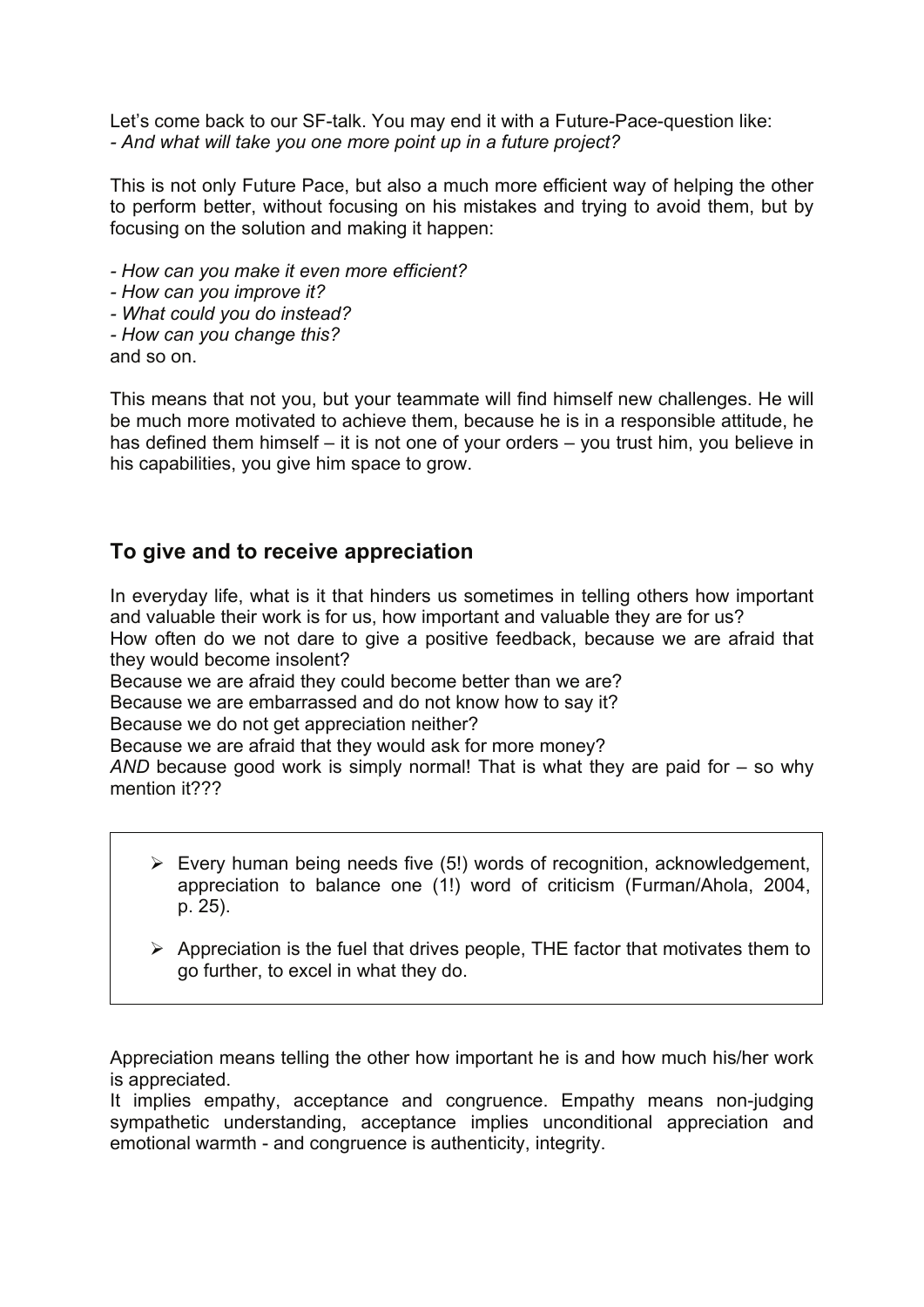Let's come back to our SF-talk. You may end it with a Future-Pace-question like:
*- And what will take you one more point up in a future project?*

This is not only Future Pace, but also a much more efficient way of helping the other to perform better, without focusing on his mistakes and trying to avoid them, but by focusing on the solution and making it happen:

*- How can you make it even more efficient?*
*- How can you improve it?*
*- What could you do instead?*
*- How can you change this?*
and so on.

This means that not you, but your teammate will find himself new challenges. He will be much more motivated to achieve them, because he is in a responsible attitude, he has defined them himself – it is not one of your orders – you trust him, you believe in his capabilities, you give him space to grow.

## To give and to receive appreciation

In everyday life, what is it that hinders us sometimes in telling others how important and valuable their work is for us, how important and valuable they are for us?
How often do we not dare to give a positive feedback, because we are afraid that they would become insolent?
Because we are afraid they could become better than we are?
Because we are embarrassed and do not know how to say it?
Because we do not get appreciation neither?
Because we are afraid that they would ask for more money?
*AND* because good work is simply normal! That is what they are paid for – so why mention it???

> - Every human being needs five (5!) words of recognition, acknowledgement, appreciation to balance one (1!) word of criticism (Furman/Ahola, 2004, p. 25).
> - Appreciation is the fuel that drives people, THE factor that motivates them to go further, to excel in what they do.

Appreciation means telling the other how important he is and how much his/her work is appreciated.
It implies empathy, acceptance and congruence. Empathy means non-judging sympathetic understanding, acceptance implies unconditional appreciation and emotional warmth - and congruence is authenticity, integrity.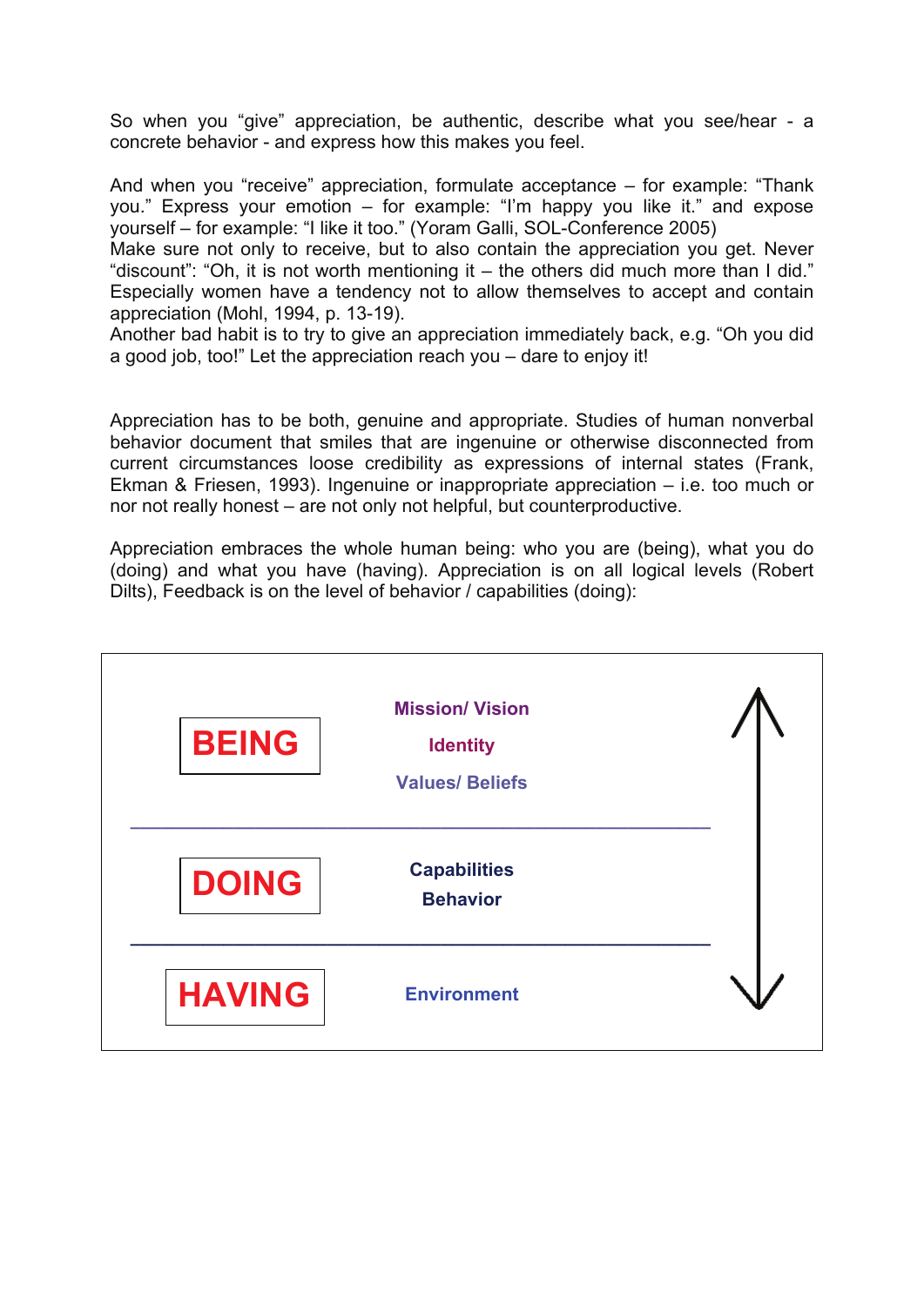So when you “give” appreciation, be authentic, describe what you see/hear - a concrete behavior - and express how this makes you feel.

And when you “receive” appreciation, formulate acceptance – for example: “Thank you.” Express your emotion – for example: “I’m happy you like it.” and expose yourself – for example: “I like it too.” (Yoram Galli, SOL-Conference 2005)
Make sure not only to receive, but to also contain the appreciation you get. Never “discount”: “Oh, it is not worth mentioning it – the others did much more than I did.” Especially women have a tendency not to allow themselves to accept and contain appreciation (Mohl, 1994, p. 13-19).
Another bad habit is to try to give an appreciation immediately back, e.g. “Oh you did a good job, too!” Let the appreciation reach you – dare to enjoy it!

Appreciation has to be both, genuine and appropriate. Studies of human nonverbal behavior document that smiles that are ingenuine or otherwise disconnected from current circumstances loose credibility as expressions of internal states (Frank, Ekman & Friesen, 1993). Ingenuine or inappropriate appreciation – i.e. too much or nor not really honest – are not only not helpful, but counterproductive.

Appreciation embraces the whole human being: who you are (being), what you do (doing) and what you have (having). Appreciation is on all logical levels (Robert Dilts), Feedback is on the level of behavior / capabilities (doing):

| | |
|---|---|
| **BEING** | Mission/ Vision<br>Identity<br>Values/ Beliefs |
| **DOING** | Capabilities<br>Behavior |
| **HAVING** | Environment |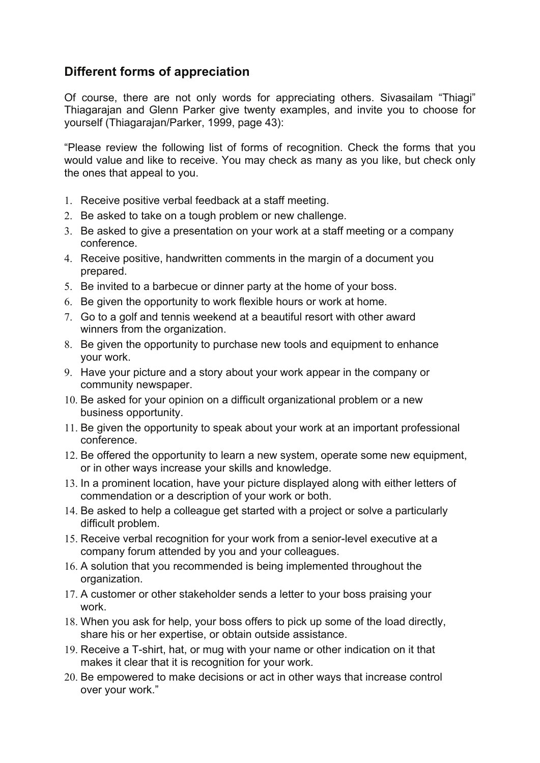## Different forms of appreciation

Of course, there are not only words for appreciating others. Sivasailam "Thiagi" Thiagarajan and Glenn Parker give twenty examples, and invite you to choose for yourself (Thiagarajan/Parker, 1999, page 43):

"Please review the following list of forms of recognition. Check the forms that you would value and like to receive. You may check as many as you like, but check only the ones that appeal to you.

1. Receive positive verbal feedback at a staff meeting.
2. Be asked to take on a tough problem or new challenge.
3. Be asked to give a presentation on your work at a staff meeting or a company conference.
4. Receive positive, handwritten comments in the margin of a document you prepared.
5. Be invited to a barbecue or dinner party at the home of your boss.
6. Be given the opportunity to work flexible hours or work at home.
7. Go to a golf and tennis weekend at a beautiful resort with other award winners from the organization.
8. Be given the opportunity to purchase new tools and equipment to enhance your work.
9. Have your picture and a story about your work appear in the company or community newspaper.
10. Be asked for your opinion on a difficult organizational problem or a new business opportunity.
11. Be given the opportunity to speak about your work at an important professional conference.
12. Be offered the opportunity to learn a new system, operate some new equipment, or in other ways increase your skills and knowledge.
13. In a prominent location, have your picture displayed along with either letters of commendation or a description of your work or both.
14. Be asked to help a colleague get started with a project or solve a particularly difficult problem.
15. Receive verbal recognition for your work from a senior-level executive at a company forum attended by you and your colleagues.
16. A solution that you recommended is being implemented throughout the organization.
17. A customer or other stakeholder sends a letter to your boss praising your work.
18. When you ask for help, your boss offers to pick up some of the load directly, share his or her expertise, or obtain outside assistance.
19. Receive a T-shirt, hat, or mug with your name or other indication on it that makes it clear that it is recognition for your work.
20. Be empowered to make decisions or act in other ways that increase control over your work."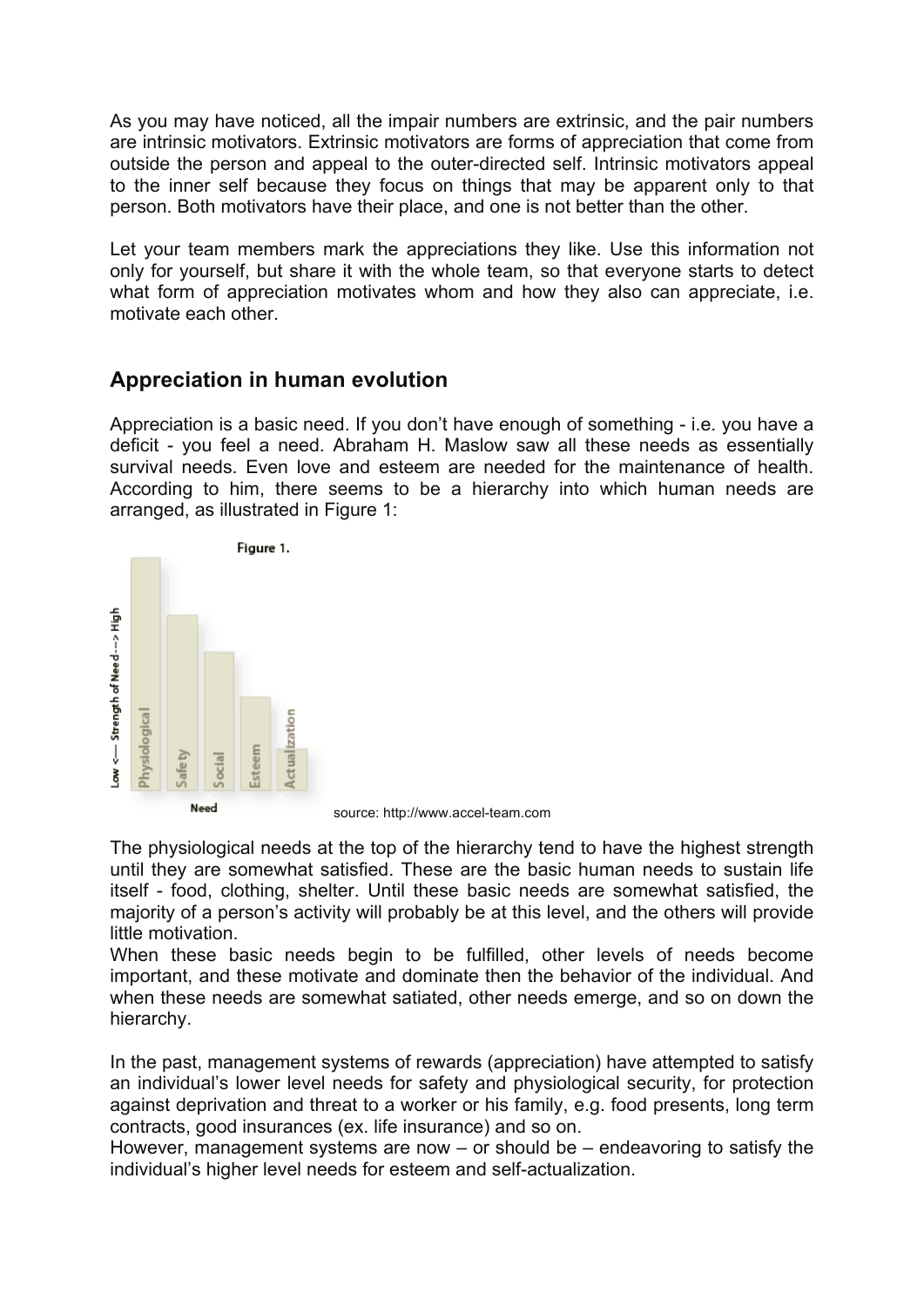As you may have noticed, all the impair numbers are extrinsic, and the pair numbers are intrinsic motivators. Extrinsic motivators are forms of appreciation that come from outside the person and appeal to the outer-directed self. Intrinsic motivators appeal to the inner self because they focus on things that may be apparent only to that person. Both motivators have their place, and one is not better than the other.

Let your team members mark the appreciations they like. Use this information not only for yourself, but share it with the whole team, so that everyone starts to detect what form of appreciation motivates whom and how they also can appreciate, i.e. motivate each other.

## Appreciation in human evolution

Appreciation is a basic need. If you don't have enough of something - i.e. you have a deficit - you feel a need. Abraham H. Maslow saw all these needs as essentially survival needs. Even love and esteem are needed for the maintenance of health. According to him, there seems to be a hierarchy into which human needs are arranged, as illustrated in Figure 1:

Figure 1.

Low <— Strength of Need --> High

Physiological

Safety

Social

Esteem

Actualization

Need

source: http://www.accel-team.com

The physiological needs at the top of the hierarchy tend to have the highest strength until they are somewhat satisfied. These are the basic human needs to sustain life itself - food, clothing, shelter. Until these basic needs are somewhat satisfied, the majority of a person's activity will probably be at this level, and the others will provide little motivation.
When these basic needs begin to be fulfilled, other levels of needs become important, and these motivate and dominate then the behavior of the individual. And when these needs are somewhat satiated, other needs emerge, and so on down the hierarchy.

In the past, management systems of rewards (appreciation) have attempted to satisfy an individual's lower level needs for safety and physiological security, for protection against deprivation and threat to a worker or his family, e.g. food presents, long term contracts, good insurances (ex. life insurance) and so on.
However, management systems are now – or should be – endeavoring to satisfy the individual's higher level needs for esteem and self-actualization.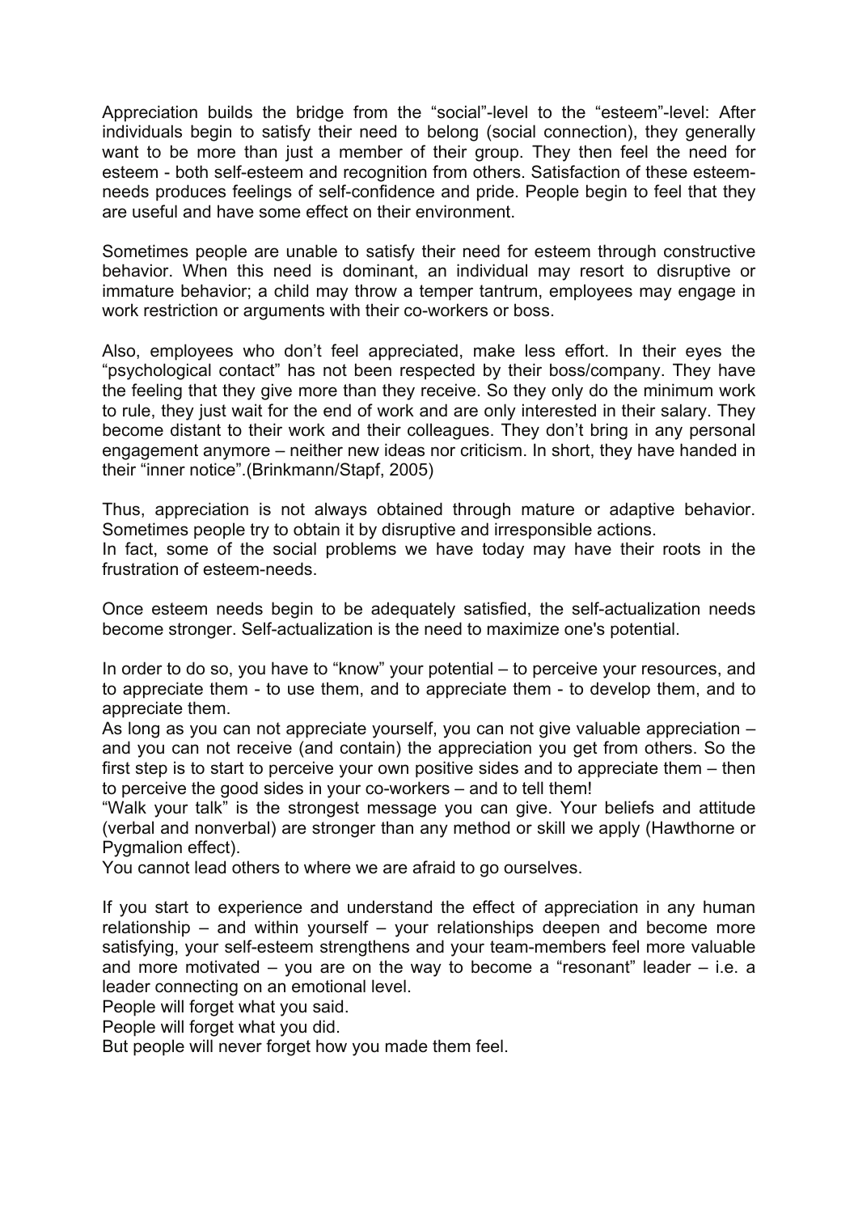Appreciation builds the bridge from the "social"-level to the "esteem"-level: After individuals begin to satisfy their need to belong (social connection), they generally want to be more than just a member of their group. They then feel the need for esteem - both self-esteem and recognition from others. Satisfaction of these esteem-needs produces feelings of self-confidence and pride. People begin to feel that they are useful and have some effect on their environment.

Sometimes people are unable to satisfy their need for esteem through constructive behavior. When this need is dominant, an individual may resort to disruptive or immature behavior; a child may throw a temper tantrum, employees may engage in work restriction or arguments with their co-workers or boss.

Also, employees who don't feel appreciated, make less effort. In their eyes the "psychological contact" has not been respected by their boss/company. They have the feeling that they give more than they receive. So they only do the minimum work to rule, they just wait for the end of work and are only interested in their salary. They become distant to their work and their colleagues. They don't bring in any personal engagement anymore – neither new ideas nor criticism. In short, they have handed in their "inner notice".(Brinkmann/Stapf, 2005)

Thus, appreciation is not always obtained through mature or adaptive behavior. Sometimes people try to obtain it by disruptive and irresponsible actions.
In fact, some of the social problems we have today may have their roots in the frustration of esteem-needs.

Once esteem needs begin to be adequately satisfied, the self-actualization needs become stronger. Self-actualization is the need to maximize one's potential.

In order to do so, you have to "know" your potential – to perceive your resources, and to appreciate them - to use them, and to appreciate them - to develop them, and to appreciate them.
As long as you can not appreciate yourself, you can not give valuable appreciation – and you can not receive (and contain) the appreciation you get from others. So the first step is to start to perceive your own positive sides and to appreciate them – then to perceive the good sides in your co-workers – and to tell them!
"Walk your talk" is the strongest message you can give. Your beliefs and attitude (verbal and nonverbal) are stronger than any method or skill we apply (Hawthorne or Pygmalion effect).
You cannot lead others to where we are afraid to go ourselves.

If you start to experience and understand the effect of appreciation in any human relationship – and within yourself – your relationships deepen and become more satisfying, your self-esteem strengthens and your team-members feel more valuable and more motivated – you are on the way to become a "resonant" leader – i.e. a leader connecting on an emotional level.
People will forget what you said.
People will forget what you did.
But people will never forget how you made them feel.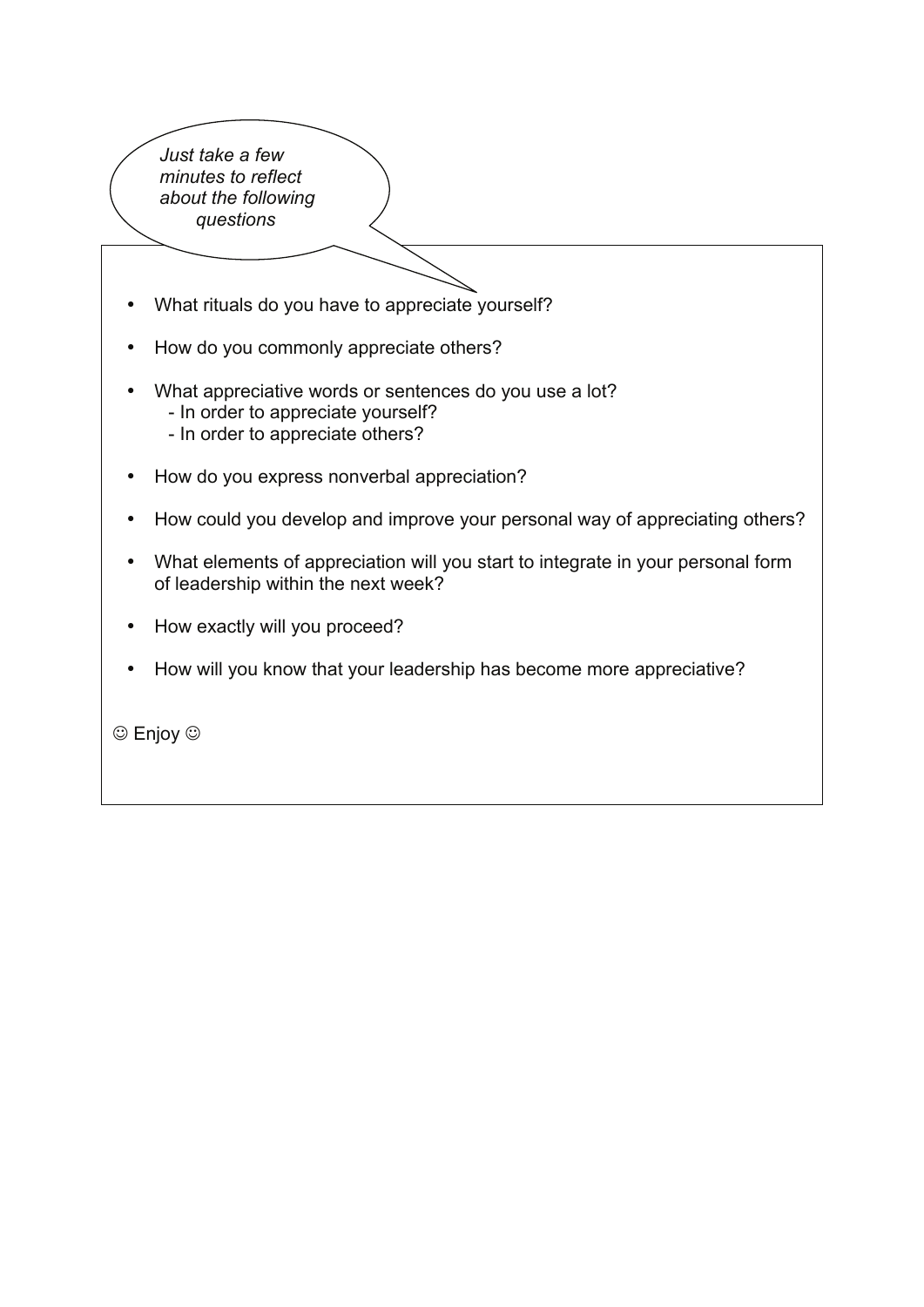*Just take a few minutes to reflect about the following questions*

- What rituals do you have to appreciate yourself?
- How do you commonly appreciate others?
- What appreciative words or sentences do you use a lot?
  - In order to appreciate yourself?
  - In order to appreciate others?
- How do you express nonverbal appreciation?
- How could you develop and improve your personal way of appreciating others?
- What elements of appreciation will you start to integrate in your personal form of leadership within the next week?
- How exactly will you proceed?
- How will you know that your leadership has become more appreciative?

☺ Enjoy ☺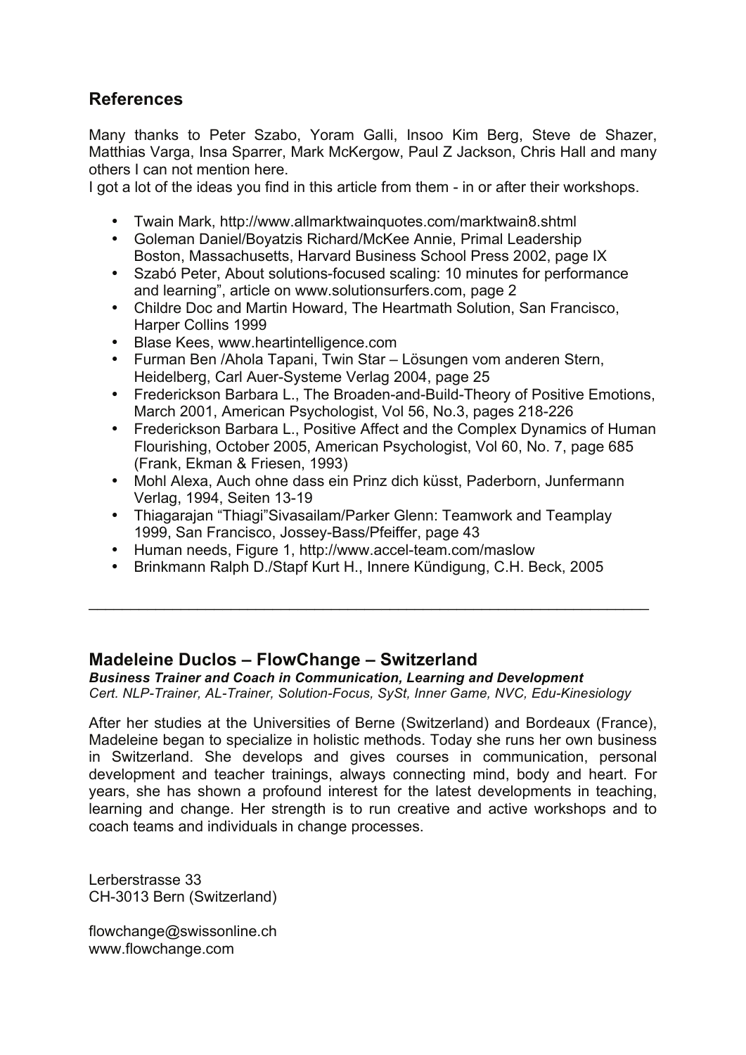## References

Many thanks to Peter Szabo, Yoram Galli, Insoo Kim Berg, Steve de Shazer, Matthias Varga, Insa Sparrer, Mark McKergow, Paul Z Jackson, Chris Hall and many others I can not mention here.
I got a lot of the ideas you find in this article from them - in or after their workshops.

- Twain Mark, http://www.allmarktwainquotes.com/marktwain8.shtml
- Goleman Daniel/Boyatzis Richard/McKee Annie, Primal Leadership Boston, Massachusetts, Harvard Business School Press 2002, page IX
- Szabó Peter, About solutions-focused scaling: 10 minutes for performance and learning", article on www.solutionsurfers.com, page 2
- Childre Doc and Martin Howard, The Heartmath Solution, San Francisco, Harper Collins 1999
- Blase Kees, www.heartintelligence.com
- Furman Ben /Ahola Tapani, Twin Star – Lösungen vom anderen Stern, Heidelberg, Carl Auer-Systeme Verlag 2004, page 25
- Frederickson Barbara L., The Broaden-and-Build-Theory of Positive Emotions, March 2001, American Psychologist, Vol 56, No.3, pages 218-226
- Frederickson Barbara L., Positive Affect and the Complex Dynamics of Human Flourishing, October 2005, American Psychologist, Vol 60, No. 7, page 685 (Frank, Ekman & Friesen, 1993)
- Mohl Alexa, Auch ohne dass ein Prinz dich küsst, Paderborn, Junfermann Verlag, 1994, Seiten 13-19
- Thiagarajan "Thiagi"Sivasailam/Parker Glenn: Teamwork and Teamplay 1999, San Francisco, Jossey-Bass/Pfeiffer, page 43
- Human needs, Figure 1, http://www.accel-team.com/maslow
- Brinkmann Ralph D./Stapf Kurt H., Innere Kündigung, C.H. Beck, 2005

---

## Madeleine Duclos – FlowChange – Switzerland

***Business Trainer and Coach in Communication, Learning and Development***
*Cert. NLP-Trainer, AL-Trainer, Solution-Focus, SySt, Inner Game, NVC, Edu-Kinesiology*

After her studies at the Universities of Berne (Switzerland) and Bordeaux (France), Madeleine began to specialize in holistic methods. Today she runs her own business in Switzerland. She develops and gives courses in communication, personal development and teacher trainings, always connecting mind, body and heart. For years, she has shown a profound interest for the latest developments in teaching, learning and change. Her strength is to run creative and active workshops and to coach teams and individuals in change processes.

Lerberstrasse 33
CH-3013 Bern (Switzerland)

flowchange@swissonline.ch
www.flowchange.com